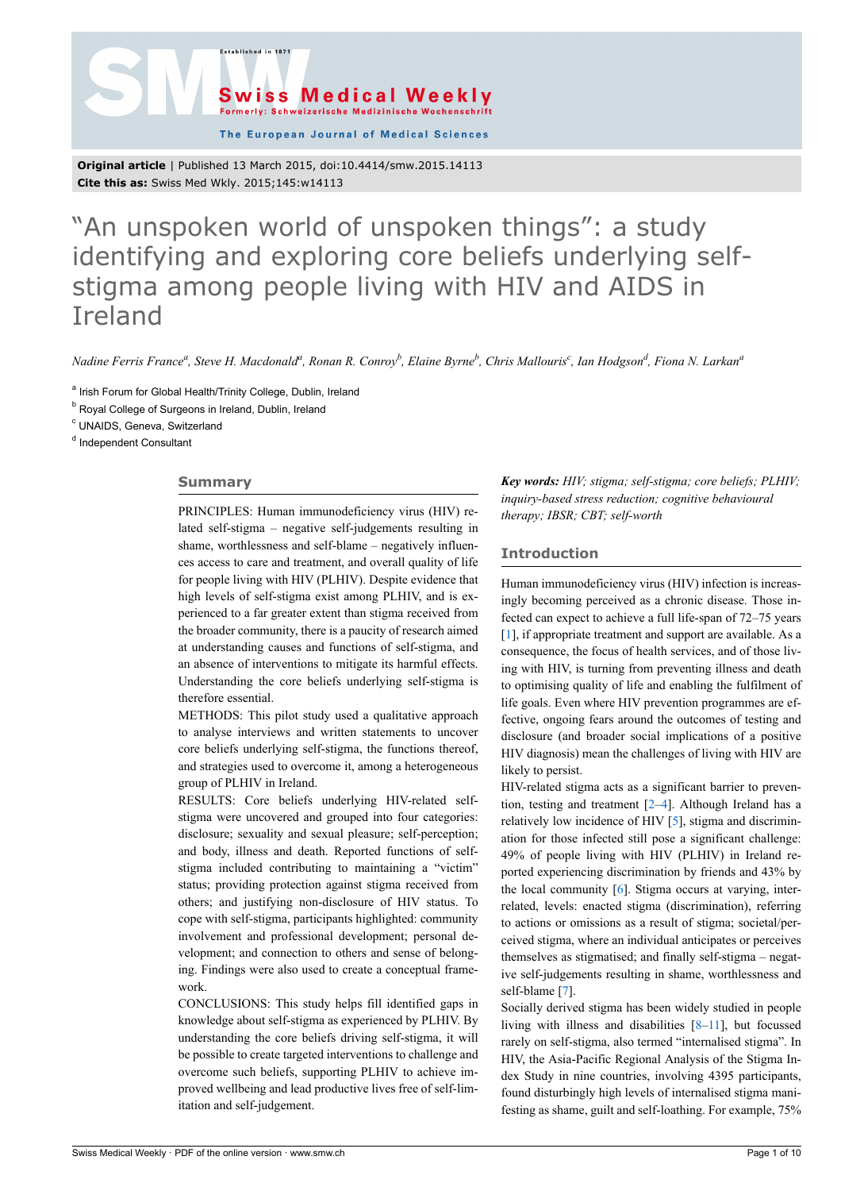**Original article** | Published 13 March 2015, doi:10.4414/smw.2015.14113
**Cite this as:** Swiss Med Wkly. 2015;145:w14113

# "An unspoken world of unspoken things": a study identifying and exploring core beliefs underlying self-stigma among people living with HIV and AIDS in Ireland

*Nadine Ferris France[a], Steve H. Macdonald[a], Ronan R. Conroy[b], Elaine Byrne[b], Chris Mallouris[c], Ian Hodgson[d], Fiona N. Larkan[a]*

[a] Irish Forum for Global Health/Trinity College, Dublin, Ireland
[b] Royal College of Surgeons in Ireland, Dublin, Ireland
[c] UNAIDS, Geneva, Switzerland
[d] Independent Consultant

## Summary

PRINCIPLES: Human immunodeficiency virus (HIV) related self-stigma – negative self-judgements resulting in shame, worthlessness and self-blame – negatively influences access to care and treatment, and overall quality of life for people living with HIV (PLHIV). Despite evidence that high levels of self-stigma exist among PLHIV, and is experienced to a far greater extent than stigma received from the broader community, there is a paucity of research aimed at understanding causes and functions of self-stigma, and an absence of interventions to mitigate its harmful effects. Understanding the core beliefs underlying self-stigma is therefore essential.

METHODS: This pilot study used a qualitative approach to analyse interviews and written statements to uncover core beliefs underlying self-stigma, the functions thereof, and strategies used to overcome it, among a heterogeneous group of PLHIV in Ireland.

RESULTS: Core beliefs underlying HIV-related self-stigma were uncovered and grouped into four categories: disclosure; sexuality and sexual pleasure; self-perception; and body, illness and death. Reported functions of self-stigma included contributing to maintaining a "victim" status; providing protection against stigma received from others; and justifying non-disclosure of HIV status. To cope with self-stigma, participants highlighted: community involvement and professional development; personal development; and connection to others and sense of belonging. Findings were also used to create a conceptual framework.

CONCLUSIONS: This study helps fill identified gaps in knowledge about self-stigma as experienced by PLHIV. By understanding the core beliefs driving self-stigma, it will be possible to create targeted interventions to challenge and overcome such beliefs, supporting PLHIV to achieve improved wellbeing and lead productive lives free of self-limitation and self-judgement.

***Key words:*** *HIV; stigma; self-stigma; core beliefs; PLHIV; inquiry-based stress reduction; cognitive behavioural therapy; IBSR; CBT; self-worth*

## Introduction

Human immunodeficiency virus (HIV) infection is increasingly becoming perceived as a chronic disease. Those infected can expect to achieve a full life-span of 72–75 years [1], if appropriate treatment and support are available. As a consequence, the focus of health services, and of those living with HIV, is turning from preventing illness and death to optimising quality of life and enabling the fulfilment of life goals. Even where HIV prevention programmes are effective, ongoing fears around the outcomes of testing and disclosure (and broader social implications of a positive HIV diagnosis) mean the challenges of living with HIV are likely to persist.

HIV-related stigma acts as a significant barrier to prevention, testing and treatment [2–4]. Although Ireland has a relatively low incidence of HIV [5], stigma and discrimination for those infected still pose a significant challenge: 49% of people living with HIV (PLHIV) in Ireland reported experiencing discrimination by friends and 43% by the local community [6]. Stigma occurs at varying, interrelated, levels: enacted stigma (discrimination), referring to actions or omissions as a result of stigma; societal/perceived stigma, where an individual anticipates or perceives themselves as stigmatised; and finally self-stigma – negative self-judgements resulting in shame, worthlessness and self-blame [7].

Socially derived stigma has been widely studied in people living with illness and disabilities [8–11], but focussed rarely on self-stigma, also termed "internalised stigma". In HIV, the Asia-Pacific Regional Analysis of the Stigma Index Study in nine countries, involving 4395 participants, found disturbingly high levels of internalised stigma manifesting as shame, guilt and self-loathing. For example, 75%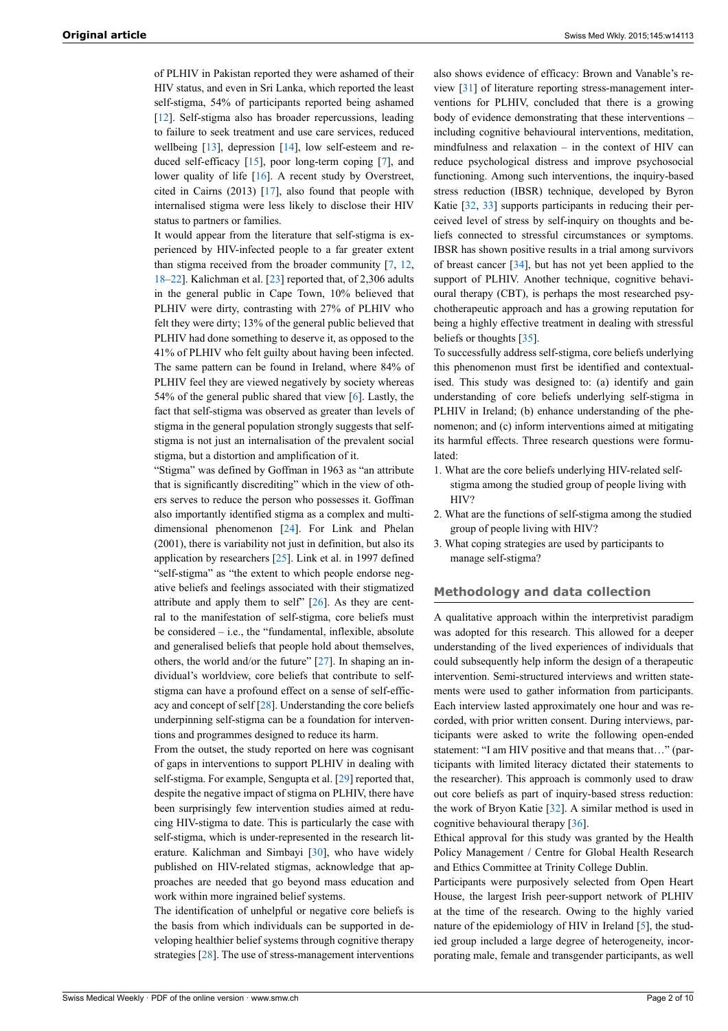of PLHIV in Pakistan reported they were ashamed of their HIV status, and even in Sri Lanka, which reported the least self-stigma, 54% of participants reported being ashamed [12]. Self-stigma also has broader repercussions, leading to failure to seek treatment and use care services, reduced wellbeing [13], depression [14], low self-esteem and reduced self-efficacy [15], poor long-term coping [7], and lower quality of life [16]. A recent study by Overstreet, cited in Cairns (2013) [17], also found that people with internalised stigma were less likely to disclose their HIV status to partners or families.

It would appear from the literature that self-stigma is experienced by HIV-infected people to a far greater extent than stigma received from the broader community [7, 12, 18–22]. Kalichman et al. [23] reported that, of 2,306 adults in the general public in Cape Town, 10% believed that PLHIV were dirty, contrasting with 27% of PLHIV who felt they were dirty; 13% of the general public believed that PLHIV had done something to deserve it, as opposed to the 41% of PLHIV who felt guilty about having been infected. The same pattern can be found in Ireland, where 84% of PLHIV feel they are viewed negatively by society whereas 54% of the general public shared that view [6]. Lastly, the fact that self-stigma was observed as greater than levels of stigma in the general population strongly suggests that self-stigma is not just an internalisation of the prevalent social stigma, but a distortion and amplification of it.

"Stigma" was defined by Goffman in 1963 as "an attribute that is significantly discrediting" which in the view of others serves to reduce the person who possesses it. Goffman also importantly identified stigma as a complex and multidimensional phenomenon [24]. For Link and Phelan (2001), there is variability not just in definition, but also its application by researchers [25]. Link et al. in 1997 defined "self-stigma" as "the extent to which people endorse negative beliefs and feelings associated with their stigmatized attribute and apply them to self" [26]. As they are central to the manifestation of self-stigma, core beliefs must be considered – i.e., the "fundamental, inflexible, absolute and generalised beliefs that people hold about themselves, others, the world and/or the future" [27]. In shaping an individual's worldview, core beliefs that contribute to self-stigma can have a profound effect on a sense of self-efficacy and concept of self [28]. Understanding the core beliefs underpinning self-stigma can be a foundation for interventions and programmes designed to reduce its harm.

From the outset, the study reported on here was cognisant of gaps in interventions to support PLHIV in dealing with self-stigma. For example, Sengupta et al. [29] reported that, despite the negative impact of stigma on PLHIV, there have been surprisingly few intervention studies aimed at reducing HIV-stigma to date. This is particularly the case with self-stigma, which is under-represented in the research literature. Kalichman and Simbayi [30], who have widely published on HIV-related stigmas, acknowledge that approaches are needed that go beyond mass education and work within more ingrained belief systems.

The identification of unhelpful or negative core beliefs is the basis from which individuals can be supported in developing healthier belief systems through cognitive therapy strategies [28]. The use of stress-management interventions also shows evidence of efficacy: Brown and Vanable's review [31] of literature reporting stress-management interventions for PLHIV, concluded that there is a growing body of evidence demonstrating that these interventions – including cognitive behavioural interventions, meditation, mindfulness and relaxation – in the context of HIV can reduce psychological distress and improve psychosocial functioning. Among such interventions, the inquiry-based stress reduction (IBSR) technique, developed by Byron Katie [32, 33] supports participants in reducing their perceived level of stress by self-inquiry on thoughts and beliefs connected to stressful circumstances or symptoms. IBSR has shown positive results in a trial among survivors of breast cancer [34], but has not yet been applied to the support of PLHIV. Another technique, cognitive behavioural therapy (CBT), is perhaps the most researched psychotherapeutic approach and has a growing reputation for being a highly effective treatment in dealing with stressful beliefs or thoughts [35].

To successfully address self-stigma, core beliefs underlying this phenomenon must first be identified and contextualised. This study was designed to: (a) identify and gain understanding of core beliefs underlying self-stigma in PLHIV in Ireland; (b) enhance understanding of the phenomenon; and (c) inform interventions aimed at mitigating its harmful effects. Three research questions were formulated:

1. What are the core beliefs underlying HIV-related self-stigma among the studied group of people living with HIV?
2. What are the functions of self-stigma among the studied group of people living with HIV?
3. What coping strategies are used by participants to manage self-stigma?

## Methodology and data collection

A qualitative approach within the interpretivist paradigm was adopted for this research. This allowed for a deeper understanding of the lived experiences of individuals that could subsequently help inform the design of a therapeutic intervention. Semi-structured interviews and written statements were used to gather information from participants. Each interview lasted approximately one hour and was recorded, with prior written consent. During interviews, participants were asked to write the following open-ended statement: "I am HIV positive and that means that…" (participants with limited literacy dictated their statements to the researcher). This approach is commonly used to draw out core beliefs as part of inquiry-based stress reduction: the work of Bryon Katie [32]. A similar method is used in cognitive behavioural therapy [36].

Ethical approval for this study was granted by the Health Policy Management / Centre for Global Health Research and Ethics Committee at Trinity College Dublin.

Participants were purposively selected from Open Heart House, the largest Irish peer-support network of PLHIV at the time of the research. Owing to the highly varied nature of the epidemiology of HIV in Ireland [5], the studied group included a large degree of heterogeneity, incorporating male, female and transgender participants, as well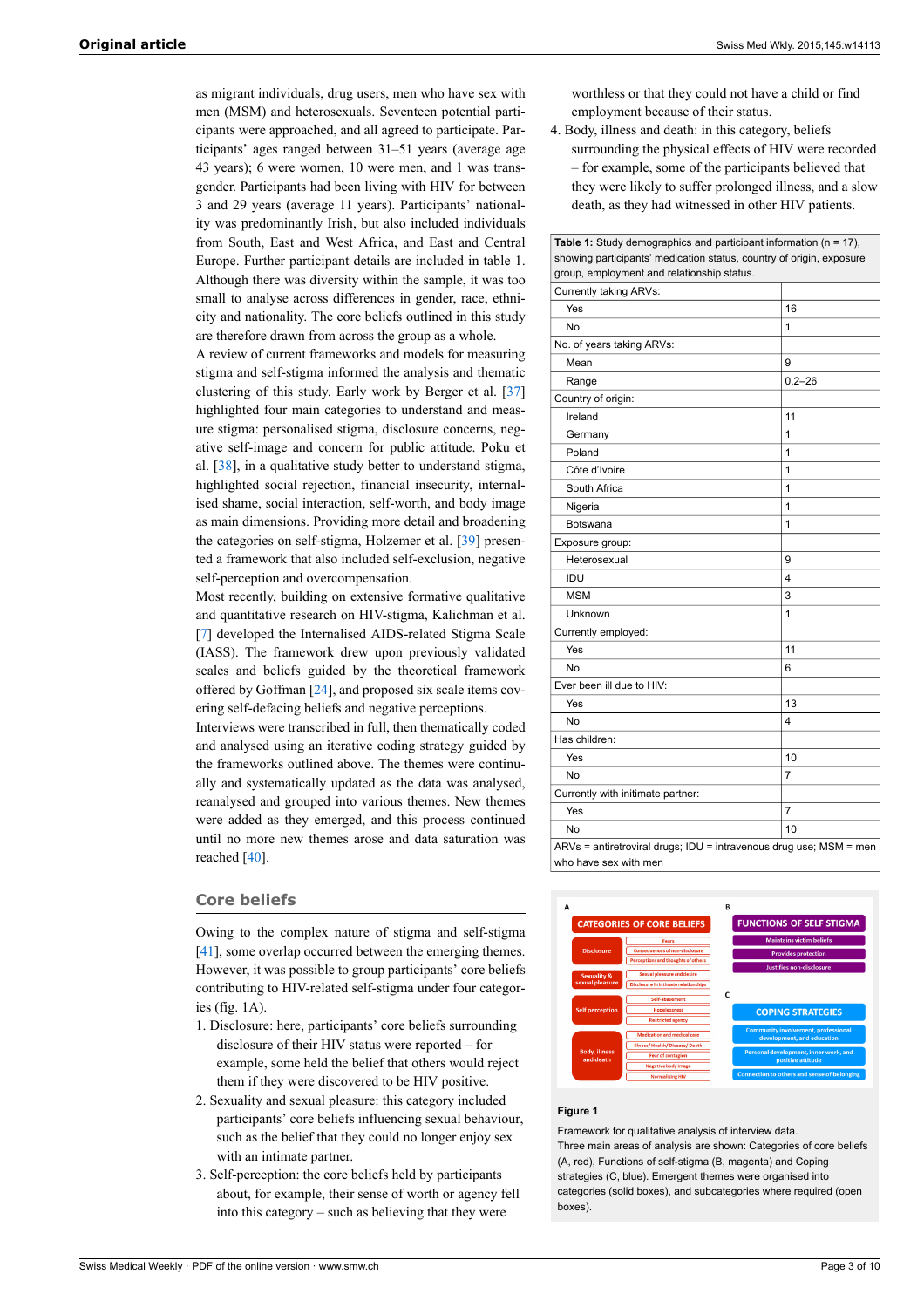as migrant individuals, drug users, men who have sex with men (MSM) and heterosexuals. Seventeen potential participants were approached, and all agreed to participate. Participants' ages ranged between 31–51 years (average age 43 years); 6 were women, 10 were men, and 1 was transgender. Participants had been living with HIV for between 3 and 29 years (average 11 years). Participants' nationality was predominantly Irish, but also included individuals from South, East and West Africa, and East and Central Europe. Further participant details are included in table 1. Although there was diversity within the sample, it was too small to analyse across differences in gender, race, ethnicity and nationality. The core beliefs outlined in this study are therefore drawn from across the group as a whole.

A review of current frameworks and models for measuring stigma and self-stigma informed the analysis and thematic clustering of this study. Early work by Berger et al. [37] highlighted four main categories to understand and measure stigma: personalised stigma, disclosure concerns, negative self-image and concern for public attitude. Poku et al. [38], in a qualitative study better to understand stigma, highlighted social rejection, financial insecurity, internalised shame, social interaction, self-worth, and body image as main dimensions. Providing more detail and broadening the categories on self-stigma, Holzemer et al. [39] presented a framework that also included self-exclusion, negative self-perception and overcompensation.

Most recently, building on extensive formative qualitative and quantitative research on HIV-stigma, Kalichman et al. [7] developed the Internalised AIDS-related Stigma Scale (IASS). The framework drew upon previously validated scales and beliefs guided by the theoretical framework offered by Goffman [24], and proposed six scale items covering self-defacing beliefs and negative perceptions.

Interviews were transcribed in full, then thematically coded and analysed using an iterative coding strategy guided by the frameworks outlined above. The themes were continually and systematically updated as the data was analysed, reanalysed and grouped into various themes. New themes were added as they emerged, and this process continued until no more new themes arose and data saturation was reached [40].

## Core beliefs

Owing to the complex nature of stigma and self-stigma [41], some overlap occurred between the emerging themes. However, it was possible to group participants' core beliefs contributing to HIV-related self-stigma under four categories (fig. 1A).

1. Disclosure: here, participants' core beliefs surrounding disclosure of their HIV status were reported – for example, some held the belief that others would reject them if they were discovered to be HIV positive.
2. Sexuality and sexual pleasure: this category included participants' core beliefs influencing sexual behaviour, such as the belief that they could no longer enjoy sex with an intimate partner.
3. Self-perception: the core beliefs held by participants about, for example, their sense of worth or agency fell into this category – such as believing that they were worthless or that they could not have a child or find employment because of their status.
4. Body, illness and death: in this category, beliefs surrounding the physical effects of HIV were recorded – for example, some of the participants believed that they were likely to suffer prolonged illness, and a slow death, as they had witnessed in other HIV patients.

**Table 1:** Study demographics and participant information (n = 17), showing participants' medication status, country of origin, exposure group, employment and relationship status.

| | |
|---|---|
| Currently taking ARVs: | |
| Yes | 16 |
| No | 1 |
| No. of years taking ARVs: | |
| Mean | 9 |
| Range | 0.2–26 |
| Country of origin: | |
| Ireland | 11 |
| Germany | 1 |
| Poland | 1 |
| Côte d'Ivoire | 1 |
| South Africa | 1 |
| Nigeria | 1 |
| Botswana | 1 |
| Exposure group: | |
| Heterosexual | 9 |
| IDU | 4 |
| MSM | 3 |
| Unknown | 1 |
| Currently employed: | |
| Yes | 11 |
| No | 6 |
| Ever been ill due to HIV: | |
| Yes | 13 |
| No | 4 |
| Has children: | |
| Yes | 10 |
| No | 7 |
| Currently with initimate partner: | |
| Yes | 7 |
| No | 10 |

ARVs = antiretroviral drugs; IDU = intravenous drug use; MSM = men who have sex with men

**Figure 1**

Framework for qualitative analysis of interview data.
Three main areas of analysis are shown: Categories of core beliefs (A, red), Functions of self-stigma (B, magenta) and Coping strategies (C, blue). Emergent themes were organised into categories (C, solid boxes), and subcategories where required (open boxes).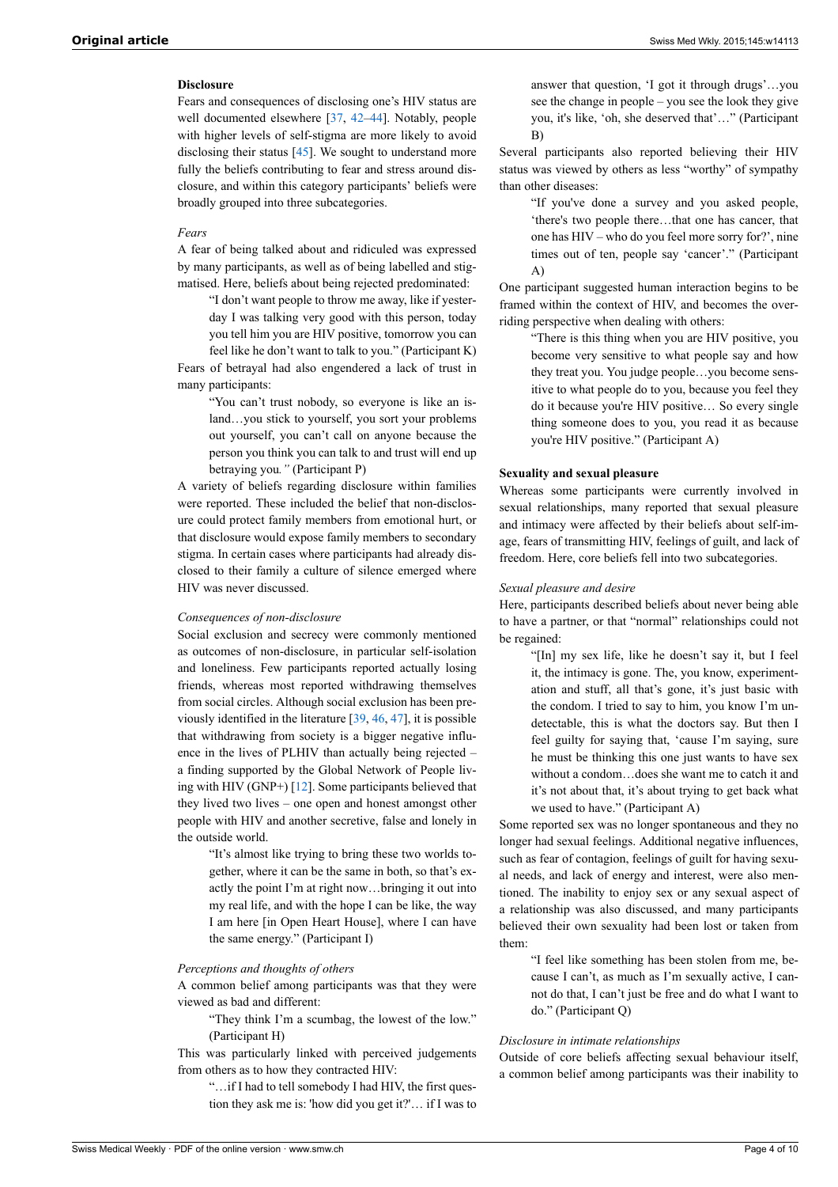### Disclosure

Fears and consequences of disclosing one's HIV status are well documented elsewhere [37, 42–44]. Notably, people with higher levels of self-stigma are more likely to avoid disclosing their status [45]. We sought to understand more fully the beliefs contributing to fear and stress around disclosure, and within this category participants' beliefs were broadly grouped into three subcategories.

#### *Fears*

A fear of being talked about and ridiculed was expressed by many participants, as well as of being labelled and stigmatised. Here, beliefs about being rejected predominated:

> "I don't want people to throw me away, like if yesterday I was talking very good with this person, today you tell him you are HIV positive, tomorrow you can feel like he don't want to talk to you." (Participant K)

Fears of betrayal had also engendered a lack of trust in many participants:

> "You can't trust nobody, so everyone is like an island…you stick to yourself, you sort your problems out yourself, you can't call on anyone because the person you think you can talk to and trust will end up betraying you*."* (Participant P)

A variety of beliefs regarding disclosure within families were reported. These included the belief that non-disclosure could protect family members from emotional hurt, or that disclosure would expose family members to secondary stigma. In certain cases where participants had already disclosed to their family a culture of silence emerged where HIV was never discussed.

#### *Consequences of non-disclosure*

Social exclusion and secrecy were commonly mentioned as outcomes of non-disclosure, in particular self-isolation and loneliness. Few participants reported actually losing friends, whereas most reported withdrawing themselves from social circles. Although social exclusion has been previously identified in the literature [39, 46, 47], it is possible that withdrawing from society is a bigger negative influence in the lives of PLHIV than actually being rejected – a finding supported by the Global Network of People living with HIV (GNP+) [12]. Some participants believed that they lived two lives – one open and honest amongst other people with HIV and another secretive, false and lonely in the outside world.

> "It's almost like trying to bring these two worlds together, where it can be the same in both, so that's exactly the point I'm at right now…bringing it out into my real life, and with the hope I can be like, the way I am here [in Open Heart House], where I can have the same energy." (Participant I)

#### *Perceptions and thoughts of others*

A common belief among participants was that they were viewed as bad and different:

> "They think I'm a scumbag, the lowest of the low." (Participant H)

This was particularly linked with perceived judgements from others as to how they contracted HIV:

> "…if I had to tell somebody I had HIV, the first question they ask me is: 'how did you get it?'… if I was to answer that question, 'I got it through drugs'…you see the change in people – you see the look they give you, it's like, 'oh, she deserved that'…" (Participant B)

Several participants also reported believing their HIV status was viewed by others as less "worthy" of sympathy than other diseases:

> "If you've done a survey and you asked people, 'there's two people there…that one has cancer, that one has HIV – who do you feel more sorry for?', nine times out of ten, people say 'cancer'." (Participant A)

One participant suggested human interaction begins to be framed within the context of HIV, and becomes the overriding perspective when dealing with others:

> "There is this thing when you are HIV positive, you become very sensitive to what people say and how they treat you. You judge people…you become sensitive to what people do to you, because you feel they do it because you're HIV positive… So every single thing someone does to you, you read it as because you're HIV positive." (Participant A)

### Sexuality and sexual pleasure

Whereas some participants were currently involved in sexual relationships, many reported that sexual pleasure and intimacy were affected by their beliefs about self-image, fears of transmitting HIV, feelings of guilt, and lack of freedom. Here, core beliefs fell into two subcategories.

#### *Sexual pleasure and desire*

Here, participants described beliefs about never being able to have a partner, or that "normal" relationships could not be regained:

> "[In] my sex life, like he doesn't say it, but I feel it, the intimacy is gone. The, you know, experimentation and stuff, all that's gone, it's just basic with the condom. I tried to say to him, you know I'm undetectable, this is what the doctors say. But then I feel guilty for saying that, 'cause I'm saying, sure he must be thinking this one just wants to have sex without a condom…does she want me to catch it and it's not about that, it's about trying to get back what we used to have." (Participant A)

Some reported sex was no longer spontaneous and they no longer had sexual feelings. Additional negative influences, such as fear of contagion, feelings of guilt for having sexual needs, and lack of energy and interest, were also mentioned. The inability to enjoy sex or any sexual aspect of a relationship was also discussed, and many participants believed their own sexuality had been lost or taken from them:

> "I feel like something has been stolen from me, because I can't, as much as I'm sexually active, I cannot do that, I can't just be free and do what I want to do." (Participant Q)

#### *Disclosure in intimate relationships*

Outside of core beliefs affecting sexual behaviour itself, a common belief among participants was their inability to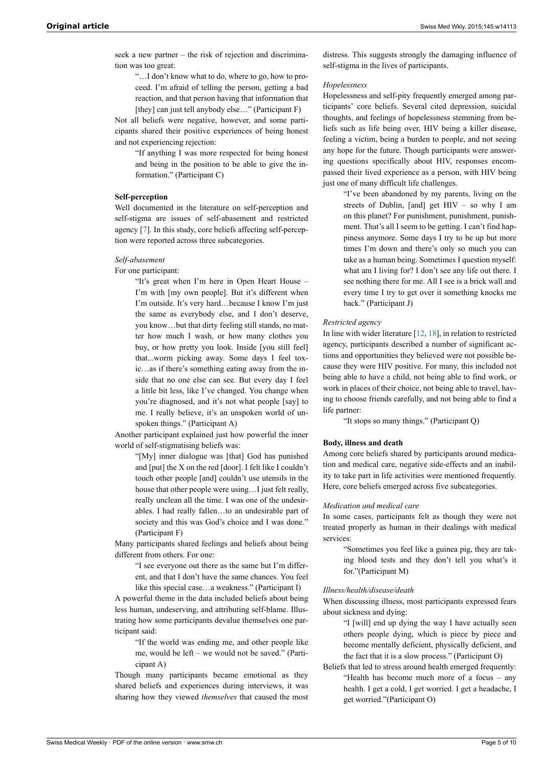seek a new partner – the risk of rejection and discrimination was too great:

> "…I don't know what to do, where to go, how to proceed. I'm afraid of telling the person, getting a bad reaction, and that person having that information that [they] can just tell anybody else…" (Participant F)

Not all beliefs were negative, however, and some participants shared their positive experiences of being honest and not experiencing rejection:

> "If anything I was more respected for being honest and being in the position to be able to give the information." (Participant C)

### Self-perception

Well documented in the literature on self-perception and self-stigma are issues of self-abasement and restricted agency [7]. In this study, core beliefs affecting self-perception were reported across three subcategories.

#### *Self-abasement*

For one participant:

> "It's great when I'm here in Open Heart House – I'm with [my own people]. But it's different when I'm outside. It's very hard…because I know I'm just the same as everybody else, and I don't deserve, you know…but that dirty feeling still stands, no matter how much I wash, or how many clothes you buy, or how pretty you look. Inside [you still feel] that...worm picking away. Some days I feel toxic…as if there's something eating away from the inside that no one else can see. But every day I feel a little bit less, like I've changed. You change when you're diagnosed, and it's not what people [say] to me. I really believe, it's an unspoken world of unspoken things." (Participant A)

Another participant explained just how powerful the inner world of self-stigmatising beliefs was:

> "[My] inner dialogue was [that] God has punished and [put] the X on the red [door]. I felt like I couldn't touch other people [and] couldn't use utensils in the house that other people were using…I just felt really, really unclean all the time. I was one of the undesirables. I had really fallen…to an undesirable part of society and this was God's choice and I was done." (Participant F)

Many participants shared feelings and beliefs about being different from others. For one:

> "I see everyone out there as the same but I'm different, and that I don't have the same chances. You feel like this special case…a weakness." (Participant I)

A powerful theme in the data included beliefs about being less human, undeserving, and attributing self-blame. Illustrating how some participants devalue themselves one participant said:

> "If the world was ending me, and other people like me, would be left – we would not be saved." (Participant A)

Though many participants became emotional as they shared beliefs and experiences during interviews, it was sharing how they viewed *themselves* that caused the most distress. This suggests strongly the damaging influence of self-stigma in the lives of participants.

#### *Hopelessness*

Hopelessness and self-pity frequently emerged among participants' core beliefs. Several cited depression, suicidal thoughts, and feelings of hopelessness stemming from beliefs such as life being over, HIV being a killer disease, feeling a victim, being a burden to people, and not seeing any hope for the future. Though participants were answering questions specifically about HIV, responses encompassed their lived experience as a person, with HIV being just one of many difficult life challenges.

> "I've been abandoned by my parents, living on the streets of Dublin, [and] get HIV – so why I am on this planet? For punishment, punishment, punishment. That's all I seem to be getting. I can't find happiness anymore. Some days I try to be up but more times I'm down and there's only so much you can take as a human being. Sometimes I question myself: what am I living for? I don't see any life out there. I see nothing there for me. All I see is a brick wall and every time I try to get over it something knocks me back." (Participant J)

#### *Restricted agency*

In line with wider literature [12, 18], in relation to restricted agency, participants described a number of significant actions and opportunities they believed were not possible because they were HIV positive. For many, this included not being able to have a child, not being able to find work, or work in places of their choice, not being able to travel, having to choose friends carefully, and not being able to find a life partner:

> "It stops so many things." (Participant Q)

### Body, illness and death

Among core beliefs shared by participants around medication and medical care, negative side-effects and an inability to take part in life activities were mentioned frequently. Here, core beliefs emerged across five subcategories.

#### *Medication and medical care*

In some cases, participants felt as though they were not treated properly as human in their dealings with medical services:

> "Sometimes you feel like a guinea pig, they are taking blood tests and they don't tell you what's it for."(Participant M)

#### *Illness/health/disease/death*

When discussing illness, most participants expressed fears about sickness and dying:

> "I [will] end up dying the way I have actually seen others people dying, which is piece by piece and become mentally deficient, physically deficient, and the fact that it is a slow process." (Participant O)

Beliefs that led to stress around health emerged frequently:

> "Health has become much more of a focus – any health. I get a cold, I get worried. I get a headache, I get worried."(Participant O)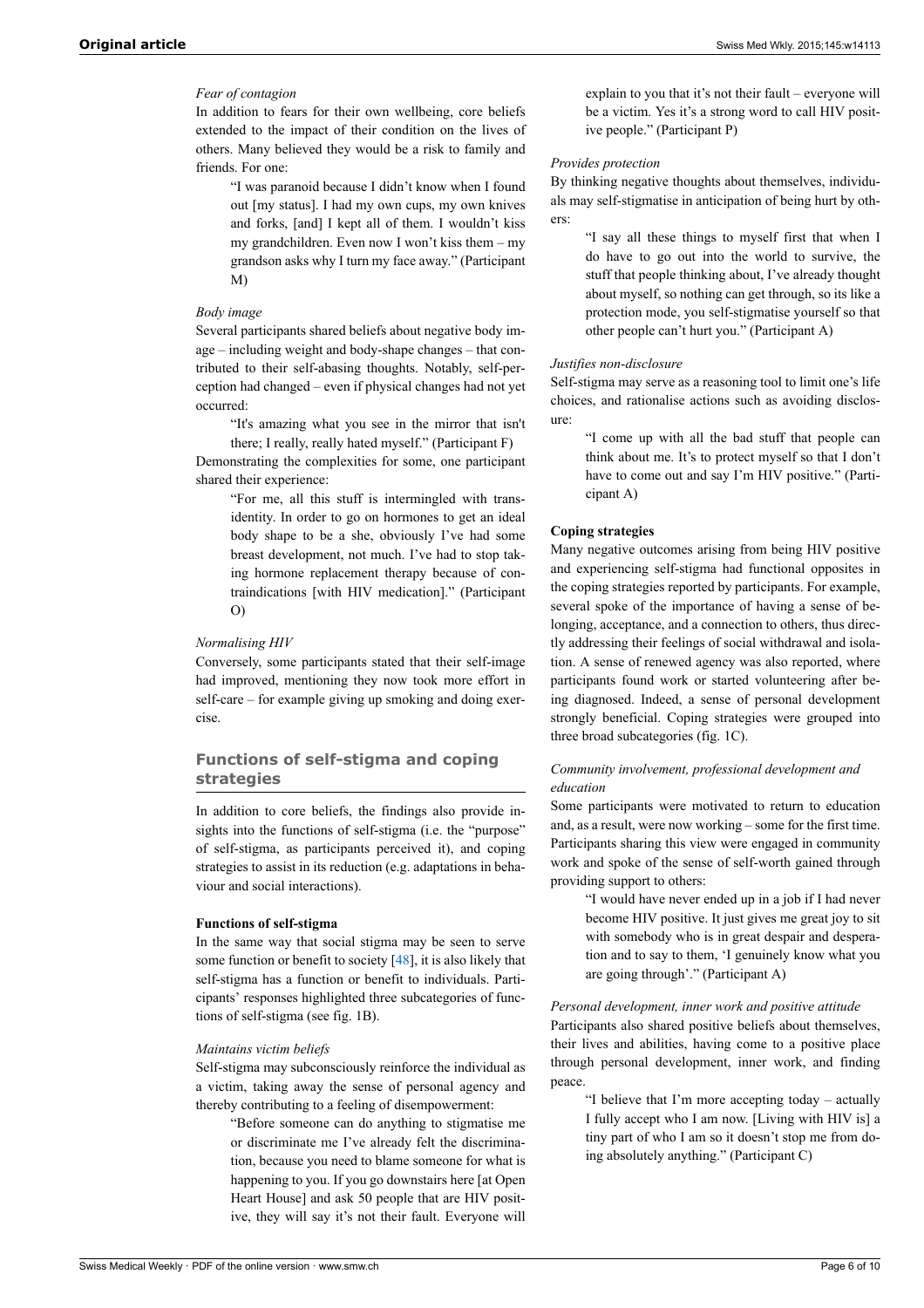#### *Fear of contagion*

In addition to fears for their own wellbeing, core beliefs extended to the impact of their condition on the lives of others. Many believed they would be a risk to family and friends. For one:

> "I was paranoid because I didn't know when I found out [my status]. I had my own cups, my own knives and forks, [and] I kept all of them. I wouldn't kiss my grandchildren. Even now I won't kiss them – my grandson asks why I turn my face away." (Participant M)

#### *Body image*

Several participants shared beliefs about negative body image – including weight and body-shape changes – that contributed to their self-abasing thoughts. Notably, self-perception had changed – even if physical changes had not yet occurred:

> "It's amazing what you see in the mirror that isn't there; I really, really hated myself." (Participant F)

Demonstrating the complexities for some, one participant shared their experience:

> "For me, all this stuff is intermingled with trans-identity. In order to go on hormones to get an ideal body shape to be a she, obviously I've had some breast development, not much. I've had to stop taking hormone replacement therapy because of contraindications [with HIV medication]." (Participant O)

#### *Normalising HIV*

Conversely, some participants stated that their self-image had improved, mentioning they now took more effort in self-care – for example giving up smoking and doing exercise.

## Functions of self-stigma and coping strategies

In addition to core beliefs, the findings also provide insights into the functions of self-stigma (i.e. the "purpose" of self-stigma, as participants perceived it), and coping strategies to assist in its reduction (e.g. adaptations in behaviour and social interactions).

### Functions of self-stigma

In the same way that social stigma may be seen to serve some function or benefit to society [48], it is also likely that self-stigma has a function or benefit to individuals. Participants' responses highlighted three subcategories of functions of self-stigma (see fig. 1B).

#### *Maintains victim beliefs*

Self-stigma may subconsciously reinforce the individual as a victim, taking away the sense of personal agency and thereby contributing to a feeling of disempowerment:

> "Before someone can do anything to stigmatise me or discriminate me I've already felt the discrimination, because you need to blame someone for what is happening to you. If you go downstairs here [at Open Heart House] and ask 50 people that are HIV positive, they will say it's not their fault. Everyone will explain to you that it's not their fault – everyone will be a victim. Yes it's a strong word to call HIV positive people." (Participant P)

#### *Provides protection*

By thinking negative thoughts about themselves, individuals may self-stigmatise in anticipation of being hurt by others:

> "I say all these things to myself first that when I do have to go out into the world to survive, the stuff that people thinking about, I've already thought about myself, so nothing can get through, so its like a protection mode, you self-stigmatise yourself so that other people can't hurt you." (Participant A)

#### *Justifies non-disclosure*

Self-stigma may serve as a reasoning tool to limit one's life choices, and rationalise actions such as avoiding disclosure:

> "I come up with all the bad stuff that people can think about me. It's to protect myself so that I don't have to come out and say I'm HIV positive." (Participant A)

### Coping strategies

Many negative outcomes arising from being HIV positive and experiencing self-stigma had functional opposites in the coping strategies reported by participants. For example, several spoke of the importance of having a sense of belonging, acceptance, and a connection to others, thus directly addressing their feelings of social withdrawal and isolation. A sense of renewed agency was also reported, where participants found work or started volunteering after being diagnosed. Indeed, a sense of personal development strongly beneficial. Coping strategies were grouped into three broad subcategories (fig. 1C).

#### *Community involvement, professional development and education*

Some participants were motivated to return to education and, as a result, were now working – some for the first time. Participants sharing this view were engaged in community work and spoke of the sense of self-worth gained through providing support to others:

> "I would have never ended up in a job if I had never become HIV positive. It just gives me great joy to sit with somebody who is in great despair and desperation and to say to them, 'I genuinely know what you are going through'." (Participant A)

#### *Personal development, inner work and positive attitude*

Participants also shared positive beliefs about themselves, their lives and abilities, having come to a positive place through personal development, inner work, and finding peace.

> "I believe that I'm more accepting today – actually I fully accept who I am now. [Living with HIV is] a tiny part of who I am so it doesn't stop me from doing absolutely anything." (Participant C)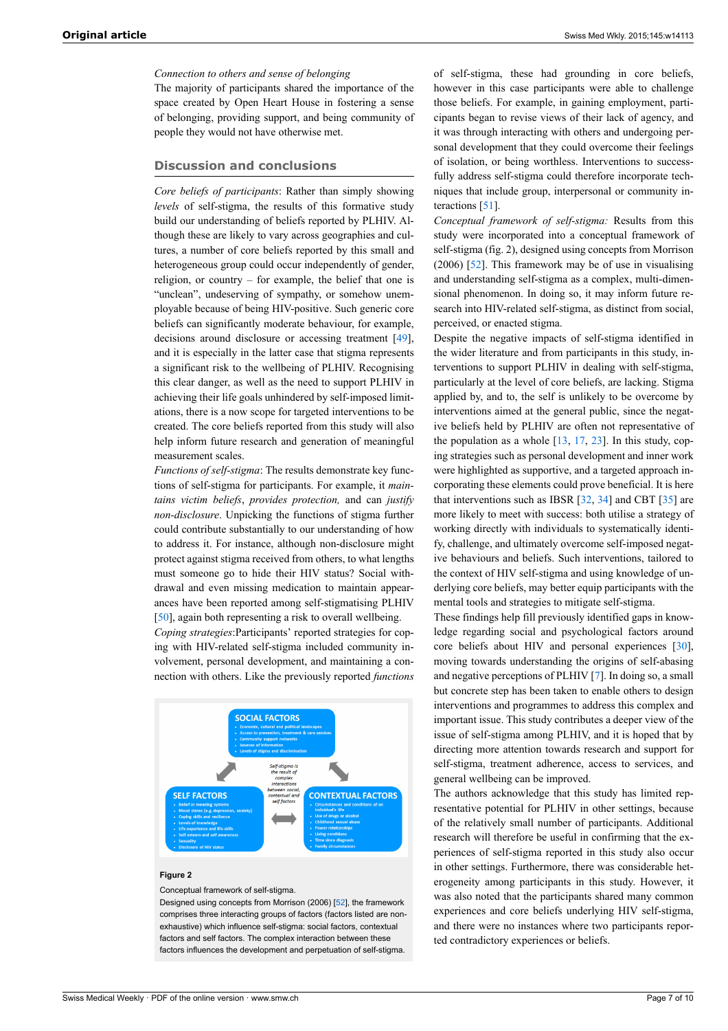*Connection to others and sense of belonging*

The majority of participants shared the importance of the space created by Open Heart House in fostering a sense of belonging, providing support, and being community of people they would not have otherwise met.

## Discussion and conclusions

*Core beliefs of participants*: Rather than simply showing *levels* of self-stigma, the results of this formative study build our understanding of beliefs reported by PLHIV. Although these are likely to vary across geographies and cultures, a number of core beliefs reported by this small and heterogeneous group could occur independently of gender, religion, or country – for example, the belief that one is "unclean", undeserving of sympathy, or somehow unemployable because of being HIV-positive. Such generic core beliefs can significantly moderate behaviour, for example, decisions around disclosure or accessing treatment [49], and it is especially in the latter case that stigma represents a significant risk to the wellbeing of PLHIV. Recognising this clear danger, as well as the need to support PLHIV in achieving their life goals unhindered by self-imposed limitations, there is a now scope for targeted interventions to be created. The core beliefs reported from this study will also help inform future research and generation of meaningful measurement scales.

*Functions of self-stigma*: The results demonstrate key functions of self-stigma for participants. For example, it *maintains victim beliefs*, *provides protection,* and can *justify non-disclosure*. Unpicking the functions of stigma further could contribute substantially to our understanding of how to address it. For instance, although non-disclosure might protect against stigma received from others, to what lengths must someone go to hide their HIV status? Social withdrawal and even missing medication to maintain appearances have been reported among self-stigmatising PLHIV [50], again both representing a risk to overall wellbeing.

*Coping strategies*:Participants' reported strategies for coping with HIV-related self-stigma included community involvement, personal development, and maintaining a connection with others. Like the previously reported *functions* of self-stigma, these had grounding in core beliefs, however in this case participants were able to challenge those beliefs. For example, in gaining employment, participants began to revise views of their lack of agency, and it was through interacting with others and undergoing personal development that they could overcome their feelings of isolation, or being worthless. Interventions to successfully address self-stigma could therefore incorporate techniques that include group, interpersonal or community interactions [51].

*Conceptual framework of self-stigma:* Results from this study were incorporated into a conceptual framework of self-stigma (fig. 2), designed using concepts from Morrison (2006) [52]. This framework may be of use in visualising and understanding self-stigma as a complex, multi-dimensional phenomenon. In doing so, it may inform future research into HIV-related self-stigma, as distinct from social, perceived, or enacted stigma.

Despite the negative impacts of self-stigma identified in the wider literature and from participants in this study, interventions to support PLHIV in dealing with self-stigma, particularly at the level of core beliefs, are lacking. Stigma applied by, and to, the self is unlikely to be overcome by interventions aimed at the general public, since the negative beliefs held by PLHIV are often not representative of the population as a whole [13, 17, 23]. In this study, coping strategies such as personal development and inner work were highlighted as supportive, and a targeted approach incorporating these elements could prove beneficial. It is here that interventions such as IBSR [32, 34] and CBT [35] are more likely to meet with success: both utilise a strategy of working directly with individuals to systematically identify, challenge, and ultimately overcome self-imposed negative behaviours and beliefs. Such interventions, tailored to the context of HIV self-stigma and using knowledge of underlying core beliefs, may better equip participants with the mental tools and strategies to mitigate self-stigma.

These findings help fill previously identified gaps in knowledge regarding social and psychological factors around core beliefs about HIV and personal experiences [30], moving towards understanding the origins of self-abasing and negative perceptions of PLHIV [7]. In doing so, a small but concrete step has been taken to enable others to design interventions and programmes to address this complex and important issue. This study contributes a deeper view of the issue of self-stigma among PLHIV, and it is hoped that by directing more attention towards research and support for self-stigma, treatment adherence, access to services, and general wellbeing can be improved.

The authors acknowledge that this study has limited representative potential for PLHIV in other settings, because of the relatively small number of participants. Additional research will therefore be useful in confirming that the experiences of self-stigma reported in this study also occur in other settings. Furthermore, there was considerable heterogeneity among participants in this study. However, it was also noted that the participants shared many common experiences and core beliefs underlying HIV self-stigma, and there were no instances where two participants reported contradictory experiences or beliefs.

**Figure 2**

Conceptual framework of self-stigma.

Designed using concepts from Morrison (2006) [52], the framework comprises three interacting groups of factors (factors listed are non-exhaustive) which influence self-stigma: social factors, contextual factors and self factors. The complex interaction between these factors influences the development and perpetuation of self-stigma.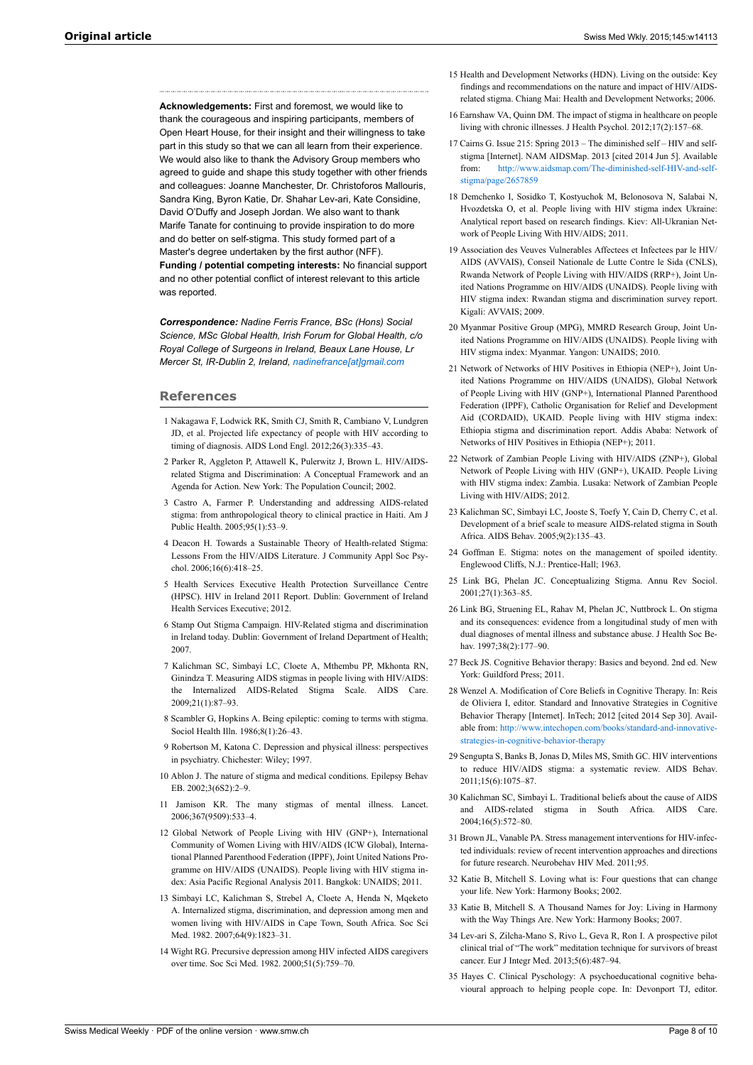**Acknowledgements:** First and foremost, we would like to thank the courageous and inspiring participants, members of Open Heart House, for their insight and their willingness to take part in this study so that we can all learn from their experience. We would also like to thank the Advisory Group members who agreed to guide and shape this study together with other friends and colleagues: Joanne Manchester, Dr. Christoforos Mallouris, Sandra King, Byron Katie, Dr. Shahar Lev-ari, Kate Considine, David O'Duffy and Joseph Jordan. We also want to thank Marife Tanate for continuing to provide inspiration to do more and do better on self-stigma. This study formed part of a Master's degree undertaken by the first author (NFF).

**Funding / potential competing interests:** No financial support and no other potential conflict of interest relevant to this article was reported.

***Correspondence:*** *Nadine Ferris France, BSc (Hons) Social Science, MSc Global Health, Irish Forum for Global Health, c/o Royal College of Surgeons in Ireland, Beaux Lane House, Lr Mercer St, IR-Dublin 2, Ireland, nadinefrance[at]gmail.com*

## References

1 Nakagawa F, Lodwick RK, Smith CJ, Smith R, Cambiano V, Lundgren JD, et al. Projected life expectancy of people with HIV according to timing of diagnosis. AIDS Lond Engl. 2012;26(3):335–43.

2 Parker R, Aggleton P, Attawell K, Pulerwitz J, Brown L. HIV/AIDS-related Stigma and Discrimination: A Conceptual Framework and an Agenda for Action. New York: The Population Council; 2002.

3 Castro A, Farmer P. Understanding and addressing AIDS-related stigma: from anthropological theory to clinical practice in Haiti. Am J Public Health. 2005;95(1):53–9.

4 Deacon H. Towards a Sustainable Theory of Health-related Stigma: Lessons From the HIV/AIDS Literature. J Community Appl Soc Psychol. 2006;16(6):418–25.

5 Health Services Executive Health Protection Surveillance Centre (HPSC). HIV in Ireland 2011 Report. Dublin: Government of Ireland Health Services Executive; 2012.

6 Stamp Out Stigma Campaign. HIV-Related stigma and discrimination in Ireland today. Dublin: Government of Ireland Department of Health; 2007.

7 Kalichman SC, Simbayi LC, Cloete A, Mthembu PP, Mkhonta RN, Ginindza T. Measuring AIDS stigmas in people living with HIV/AIDS: the Internalized AIDS-Related Stigma Scale. AIDS Care. 2009;21(1):87–93.

8 Scambler G, Hopkins A. Being epileptic: coming to terms with stigma. Sociol Health Illn. 1986;8(1):26–43.

9 Robertson M, Katona C. Depression and physical illness: perspectives in psychiatry. Chichester: Wiley; 1997.

10 Ablon J. The nature of stigma and medical conditions. Epilepsy Behav EB. 2002;3(6S2):2–9.

11 Jamison KR. The many stigmas of mental illness. Lancet. 2006;367(9509):533–4.

12 Global Network of People Living with HIV (GNP+), International Community of Women Living with HIV/AIDS (ICW Global), International Planned Parenthood Federation (IPPF), Joint United Nations Programme on HIV/AIDS (UNAIDS). People living with HIV stigma index: Asia Pacific Regional Analysis 2011. Bangkok: UNAIDS; 2011.

13 Simbayi LC, Kalichman S, Strebel A, Cloete A, Henda N, Mqeketo A. Internalized stigma, discrimination, and depression among men and women living with HIV/AIDS in Cape Town, South Africa. Soc Sci Med. 1982. 2007;64(9):1823–31.

14 Wight RG. Precursive depression among HIV infected AIDS caregivers over time. Soc Sci Med. 1982. 2000;51(5):759–70.

15 Health and Development Networks (HDN). Living on the outside: Key findings and recommendations on the nature and impact of HIV/AIDS-related stigma. Chiang Mai: Health and Development Networks; 2006.

16 Earnshaw VA, Quinn DM. The impact of stigma in healthcare on people living with chronic illnesses. J Health Psychol. 2012;17(2):157–68.

17 Cairns G. Issue 215: Spring 2013 – The diminished self – HIV and self-stigma [Internet]. NAM AIDSMap. 2013 [cited 2014 Jun 5]. Available from: http://www.aidsmap.com/The-diminished-self-HIV-and-self-stigma/page/2657859

18 Demchenko I, Sosidko T, Kostyuchok M, Belonosova N, Salabai N, Hvozdetska O, et al. People living with HIV stigma index Ukraine: Analytical report based on research findings. Kiev: All-Ukranian Network of People Living With HIV/AIDS; 2011.

19 Association des Veuves Vulnerables Affectees et Infectees par le HIV/AIDS (AVVAIS), Conseil Nationale de Lutte Contre le Sida (CNLS), Rwanda Network of People Living with HIV/AIDS (RRP+), Joint United Nations Programme on HIV/AIDS (UNAIDS). People living with HIV stigma index: Rwandan stigma and discrimination survey report. Kigali: AVVAIS; 2009.

20 Myanmar Positive Group (MPG), MMRD Research Group, Joint United Nations Programme on HIV/AIDS (UNAIDS). People living with HIV stigma index: Myanmar. Yangon: UNAIDS; 2010.

21 Network of Networks of HIV Positives in Ethiopia (NEP+), Joint United Nations Programme on HIV/AIDS (UNAIDS), Global Network of People Living with HIV (GNP+), International Planned Parenthood Federation (IPPF), Catholic Organisation for Relief and Development Aid (CORDAID), UKAID. People living with HIV stigma index: Ethiopia stigma and discrimination report. Addis Ababa: Network of Networks of HIV Positives in Ethiopia (NEP+); 2011.

22 Network of Zambian People Living with HIV/AIDS (ZNP+), Global Network of People Living with HIV (GNP+), UKAID. People Living with HIV stigma index: Zambia. Lusaka: Network of Zambian People Living with HIV/AIDS; 2012.

23 Kalichman SC, Simbayi LC, Jooste S, Toefy Y, Cain D, Cherry C, et al. Development of a brief scale to measure AIDS-related stigma in South Africa. AIDS Behav. 2005;9(2):135–43.

24 Goffman E. Stigma: notes on the management of spoiled identity. Englewood Cliffs, N.J.: Prentice-Hall; 1963.

25 Link BG, Phelan JC. Conceptualizing Stigma. Annu Rev Sociol. 2001;27(1):363–85.

26 Link BG, Struening EL, Rahav M, Phelan JC, Nuttbrock L. On stigma and its consequences: evidence from a longitudinal study of men with dual diagnoses of mental illness and substance abuse. J Health Soc Behav. 1997;38(2):177–90.

27 Beck JS. Cognitive Behavior therapy: Basics and beyond. 2nd ed. New York: Guildford Press; 2011.

28 Wenzel A. Modification of Core Beliefs in Cognitive Therapy. In: Reis de Oliviera I, editor. Standard and Innovative Strategies in Cognitive Behavior Therapy [Internet]. InTech; 2012 [cited 2014 Sep 30]. Available from: http://www.intechopen.com/books/standard-and-innovative-strategies-in-cognitive-behavior-therapy

29 Sengupta S, Banks B, Jonas D, Miles MS, Smith GC. HIV interventions to reduce HIV/AIDS stigma: a systematic review. AIDS Behav. 2011;15(6):1075–87.

30 Kalichman SC, Simbayi L. Traditional beliefs about the cause of AIDS and AIDS-related stigma in South Africa. AIDS Care. 2004;16(5):572–80.

31 Brown JL, Vanable PA. Stress management interventions for HIV-infected individuals: review of recent intervention approaches and directions for future research. Neurobehav HIV Med. 2011;95.

32 Katie B, Mitchell S. Loving what is: Four questions that can change your life. New York: Harmony Books; 2002.

33 Katie B, Mitchell S. A Thousand Names for Joy: Living in Harmony with the Way Things Are. New York: Harmony Books; 2007.

34 Lev-ari S, Zilcha-Mano S, Rivo L, Geva R, Ron I. A prospective pilot clinical trial of "The work" meditation technique for survivors of breast cancer. Eur J Integr Med. 2013;5(6):487–94.

35 Hayes C. Clinical Psychology: A psychoeducational cognitive behavioural approach to helping people cope. In: Devonport TJ, editor.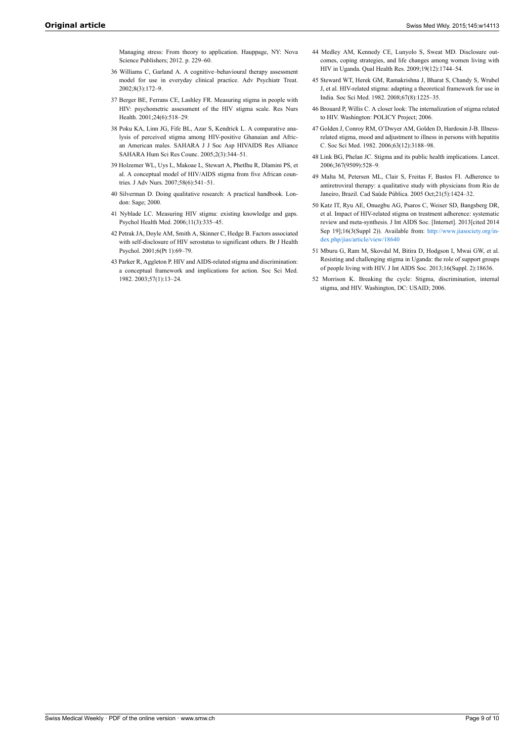Managing stress: From theory to application. Hauppage, NY: Nova Science Publishers; 2012. p. 229–60.

36 Williams C, Garland A. A cognitive–behavioural therapy assessment model for use in everyday clinical practice. Adv Psychiatr Treat. 2002;8(3):172–9.

37 Berger BE, Ferrans CE, Lashley FR. Measuring stigma in people with HIV: psychometric assessment of the HIV stigma scale. Res Nurs Health. 2001;24(6):518–29.

38 Poku KA, Linn JG, Fife BL, Azar S, Kendrick L. A comparative analysis of perceived stigma among HIV-positive Ghanaian and African American males. SAHARA J J Soc Asp HIVAIDS Res Alliance SAHARA Hum Sci Res Counc. 2005;2(3):344–51.

39 Holzemer WL, Uys L, Makoae L, Stewart A, Phetlhu R, Dlamini PS, et al. A conceptual model of HIV/AIDS stigma from five African countries. J Adv Nurs. 2007;58(6):541–51.

40 Silverman D. Doing qualitative research: A practical handbook. London: Sage; 2000.

41 Nyblade LC. Measuring HIV stigma: existing knowledge and gaps. Psychol Health Med. 2006;11(3):335–45.

42 Petrak JA, Doyle AM, Smith A, Skinner C, Hedge B. Factors associated with self-disclosure of HIV serostatus to significant others. Br J Health Psychol. 2001;6(Pt 1):69–79.

43 Parker R, Aggleton P. HIV and AIDS-related stigma and discrimination: a conceptual framework and implications for action. Soc Sci Med. 1982. 2003;57(1):13–24.

44 Medley AM, Kennedy CE, Lunyolo S, Sweat MD. Disclosure outcomes, coping strategies, and life changes among women living with HIV in Uganda. Qual Health Res. 2009;19(12):1744–54.

45 Steward WT, Herek GM, Ramakrishna J, Bharat S, Chandy S, Wrubel J, et al. HIV-related stigma: adapting a theoretical framework for use in India. Soc Sci Med. 1982. 2008;67(8):1225–35.

46 Brouard P, Willis C. A closer look: The internalization of stigma related to HIV. Washington: POLICY Project; 2006.

47 Golden J, Conroy RM, O'Dwyer AM, Golden D, Hardouin J-B. Illness-related stigma, mood and adjustment to illness in persons with hepatitis C. Soc Sci Med. 1982. 2006;63(12):3188–98.

48 Link BG, Phelan JC. Stigma and its public health implications. Lancet. 2006;367(9509):528–9.

49 Malta M, Petersen ML, Clair S, Freitas F, Bastos FI. Adherence to antiretroviral therapy: a qualitative study with physicians from Rio de Janeiro, Brazil. Cad Saúde Pública. 2005 Oct;21(5):1424–32.

50 Katz IT, Ryu AE, Onuegbu AG, Psaros C, Weiser SD, Bangsberg DR, et al. Impact of HIV-related stigma on treatment adherence: systematic review and meta-synthesis. J Int AIDS Soc. [Internet]. 2013[cited 2014 Sep 19];16(3(Suppl 2)). Available from: http://www.jiasociety.org/index.php/jias/article/view/18640

51 Mburu G, Ram M, Skovdal M, Bitira D, Hodgson I, Mwai GW, et al. Resisting and challenging stigma in Uganda: the role of support groups of people living with HIV. J Int AIDS Soc. 2013;16(Suppl. 2):18636.

52 Morrison K. Breaking the cycle: Stigma, discrimination, internal stigma, and HIV. Washington, DC: USAID; 2006.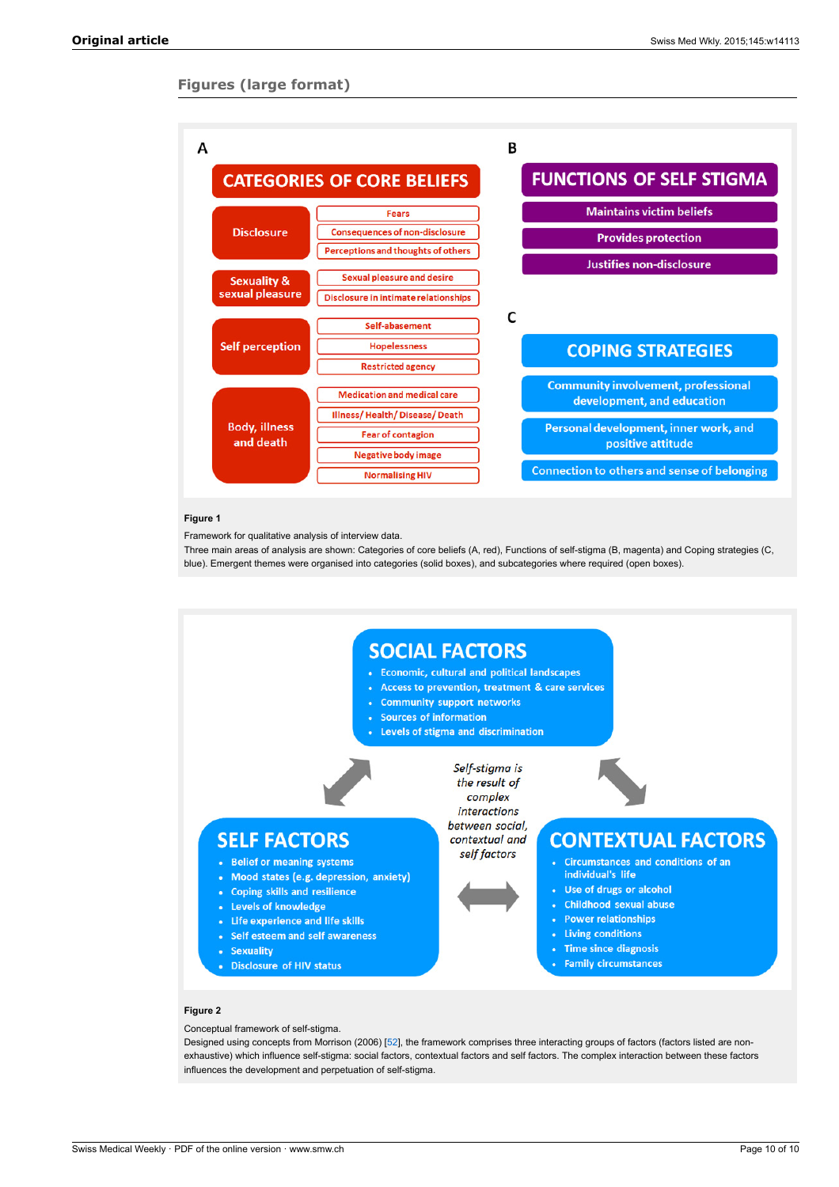## Figures (large format)

A

CATEGORIES OF CORE BELIEFS

Disclosure
- Fears
- Consequences of non-disclosure
- Perceptions and thoughts of others

Sexuality & sexual pleasure
- Sexual pleasure and desire
- Disclosure in intimate relationships

Self perception
- Self-abasement
- Hopelessness
- Restricted agency

Body, illness and death
- Medication and medical care
- Illness/ Health/ Disease/ Death
- Fear of contagion
- Negative body image
- Normalising HIV

B

FUNCTIONS OF SELF STIGMA
- Maintains victim beliefs
- Provides protection
- Justifies non-disclosure

C

COPING STRATEGIES
- Community involvement, professional development, and education
- Personal development, inner work, and positive attitude
- Connection to others and sense of belonging

**Figure 1**

Framework for qualitative analysis of interview data.

Three main areas of analysis are shown: Categories of core beliefs (A, red), Functions of self-stigma (B, magenta) and Coping strategies (C, blue). Emergent themes were organised into categories (solid boxes), and subcategories where required (open boxes).

SOCIAL FACTORS
- Economic, cultural and political landscapes
- Access to prevention, treatment & care services
- Community support networks
- Sources of information
- Levels of stigma and discrimination

*Self-stigma is the result of complex interactions between social, contextual and self factors*

SELF FACTORS
- Belief or meaning systems
- Mood states (e.g. depression, anxiety)
- Coping skills and resilience
- Levels of knowledge
- Life experience and life skills
- Self esteem and self awareness
- Sexuality
- Disclosure of HIV status

CONTEXTUAL FACTORS
- Circumstances and conditions of an individual's life
- Use of drugs or alcohol
- Childhood sexual abuse
- Power relationships
- Living conditions
- Time since diagnosis
- Family circumstances

**Figure 2**

Conceptual framework of self-stigma.

Designed using concepts from Morrison (2006) [52], the framework comprises three interacting groups of factors (factors listed are non-exhaustive) which influence self-stigma: social factors, contextual factors and self factors. The complex interaction between these factors influences the development and perpetuation of self-stigma.